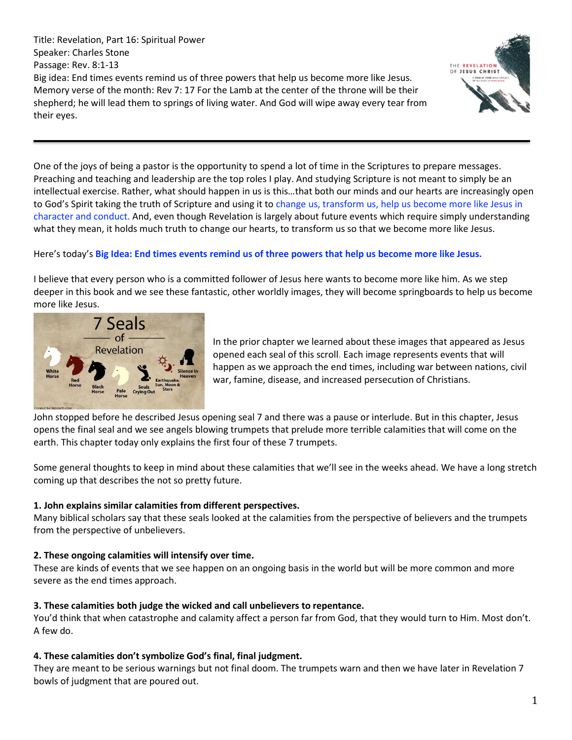Title: Revelation, Part 16: Spiritual Power
Speaker: Charles Stone
Passage: Rev. 8:1-13
Big idea: End times events remind us of three powers that help us become more like Jesus.
Memory verse of the month: Rev 7: 17 For the Lamb at the center of the throne will be their shepherd; he will lead them to springs of living water. And God will wipe away every tear from their eyes.

---

One of the joys of being a pastor is the opportunity to spend a lot of time in the Scriptures to prepare messages. Preaching and teaching and leadership are the top roles I play. And studying Scripture is not meant to simply be an intellectual exercise. Rather, what should happen in us is this…that both our minds and our hearts are increasingly open to God's Spirit taking the truth of Scripture and using it to change us, transform us, help us become more like Jesus in character and conduct. And, even though Revelation is largely about future events which require simply understanding what they mean, it holds much truth to change our hearts, to transform us so that we become more like Jesus.

Here's today's **Big Idea: End times events remind us of three powers that help us become more like Jesus.**

I believe that every person who is a committed follower of Jesus here wants to become more like him. As we step deeper in this book and we see these fantastic, other worldly images, they will become springboards to help us become more like Jesus.

In the prior chapter we learned about these images that appeared as Jesus opened each seal of this scroll. Each image represents events that will happen as we approach the end times, including war between nations, civil war, famine, disease, and increased persecution of Christians.

John stopped before he described Jesus opening seal 7 and there was a pause or interlude. But in this chapter, Jesus opens the final seal and we see angels blowing trumpets that prelude more terrible calamities that will come on the earth. This chapter today only explains the first four of these 7 trumpets.

Some general thoughts to keep in mind about these calamities that we'll see in the weeks ahead. We have a long stretch coming up that describes the not so pretty future.

**1. John explains similar calamities from different perspectives.**
Many biblical scholars say that these seals looked at the calamities from the perspective of believers and the trumpets from the perspective of unbelievers.

**2. These ongoing calamities will intensify over time.**
These are kinds of events that we see happen on an ongoing basis in the world but will be more common and more severe as the end times approach.

**3. These calamities both judge the wicked and call unbelievers to repentance.**
You'd think that when catastrophe and calamity affect a person far from God, that they would turn to Him. Most don't. A few do.

**4. These calamities don't symbolize God's final, final judgment.**
They are meant to be serious warnings but not final doom. The trumpets warn and then we have later in Revelation 7 bowls of judgment that are poured out.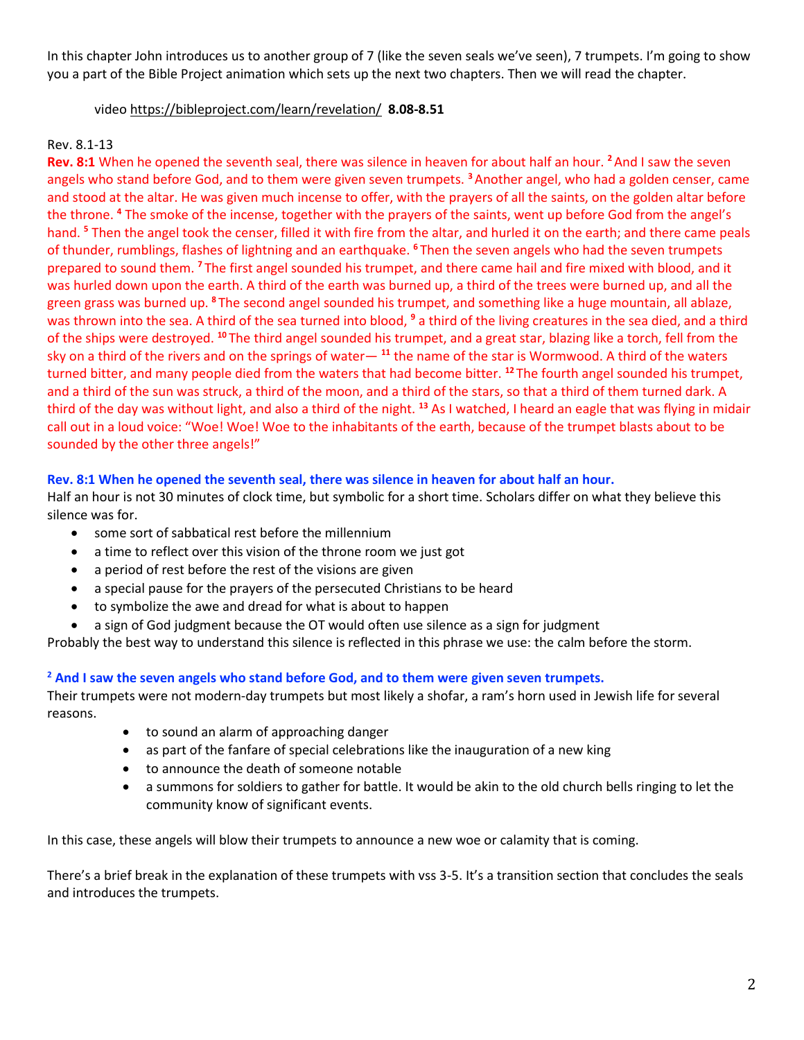In this chapter John introduces us to another group of 7 (like the seven seals we've seen), 7 trumpets. I'm going to show you a part of the Bible Project animation which sets up the next two chapters. Then we will read the chapter.

video https://bibleproject.com/learn/revelation/ **8.08-8.51**

Rev. 8.1-13

**Rev. 8:1** When he opened the seventh seal, there was silence in heaven for about half an hour. [2] And I saw the seven angels who stand before God, and to them were given seven trumpets. [3] Another angel, who had a golden censer, came and stood at the altar. He was given much incense to offer, with the prayers of all the saints, on the golden altar before the throne. [4] The smoke of the incense, together with the prayers of the saints, went up before God from the angel's hand. [5] Then the angel took the censer, filled it with fire from the altar, and hurled it on the earth; and there came peals of thunder, rumblings, flashes of lightning and an earthquake. [6] Then the seven angels who had the seven trumpets prepared to sound them. [7] The first angel sounded his trumpet, and there came hail and fire mixed with blood, and it was hurled down upon the earth. A third of the earth was burned up, a third of the trees were burned up, and all the green grass was burned up. [8] The second angel sounded his trumpet, and something like a huge mountain, all ablaze, was thrown into the sea. A third of the sea turned into blood, [9] a third of the living creatures in the sea died, and a third of the ships were destroyed. [10] The third angel sounded his trumpet, and a great star, blazing like a torch, fell from the sky on a third of the rivers and on the springs of water— [11] the name of the star is Wormwood. A third of the waters turned bitter, and many people died from the waters that had become bitter. [12] The fourth angel sounded his trumpet, and a third of the sun was struck, a third of the moon, and a third of the stars, so that a third of them turned dark. A third of the day was without light, and also a third of the night. [13] As I watched, I heard an eagle that was flying in midair call out in a loud voice: "Woe! Woe! Woe to the inhabitants of the earth, because of the trumpet blasts about to be sounded by the other three angels!"

**Rev. 8:1 When he opened the seventh seal, there was silence in heaven for about half an hour.**

Half an hour is not 30 minutes of clock time, but symbolic for a short time. Scholars differ on what they believe this silence was for.

- some sort of sabbatical rest before the millennium
- a time to reflect over this vision of the throne room we just got
- a period of rest before the rest of the visions are given
- a special pause for the prayers of the persecuted Christians to be heard
- to symbolize the awe and dread for what is about to happen
- a sign of God judgment because the OT would often use silence as a sign for judgment

Probably the best way to understand this silence is reflected in this phrase we use: the calm before the storm.

**[2] And I saw the seven angels who stand before God, and to them were given seven trumpets.**

Their trumpets were not modern-day trumpets but most likely a shofar, a ram's horn used in Jewish life for several reasons.

- to sound an alarm of approaching danger
- as part of the fanfare of special celebrations like the inauguration of a new king
- to announce the death of someone notable
- a summons for soldiers to gather for battle. It would be akin to the old church bells ringing to let the community know of significant events.

In this case, these angels will blow their trumpets to announce a new woe or calamity that is coming.

There's a brief break in the explanation of these trumpets with vss 3-5. It's a transition section that concludes the seals and introduces the trumpets.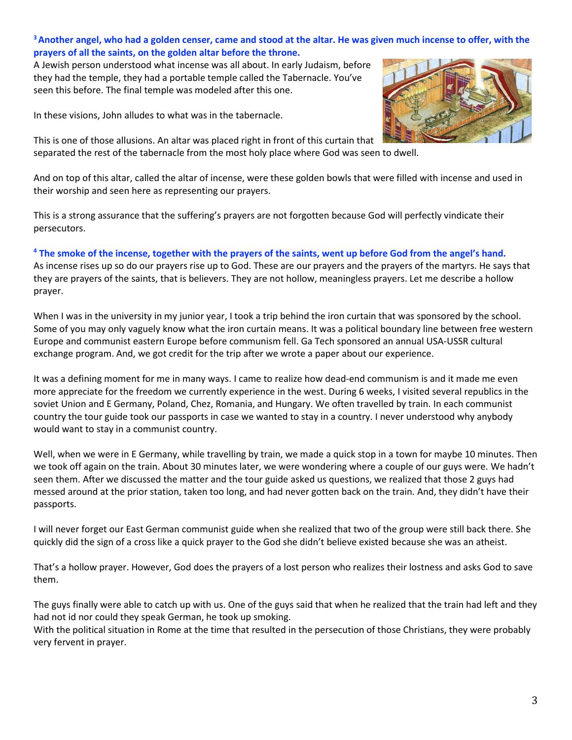**[3] Another angel, who had a golden censer, came and stood at the altar. He was given much incense to offer, with the prayers of all the saints, on the golden altar before the throne.**

A Jewish person understood what incense was all about. In early Judaism, before they had the temple, they had a portable temple called the Tabernacle. You've seen this before. The final temple was modeled after this one.

In these visions, John alludes to what was in the tabernacle.

This is one of those allusions. An altar was placed right in front of this curtain that separated the rest of the tabernacle from the most holy place where God was seen to dwell.

And on top of this altar, called the altar of incense, were these golden bowls that were filled with incense and used in their worship and seen here as representing our prayers.

This is a strong assurance that the suffering's prayers are not forgotten because God will perfectly vindicate their persecutors.

**[4] The smoke of the incense, together with the prayers of the saints, went up before God from the angel's hand.**

As incense rises up so do our prayers rise up to God. These are our prayers and the prayers of the martyrs. He says that they are prayers of the saints, that is believers. They are not hollow, meaningless prayers. Let me describe a hollow prayer.

When I was in the university in my junior year, I took a trip behind the iron curtain that was sponsored by the school. Some of you may only vaguely know what the iron curtain means. It was a political boundary line between free western Europe and communist eastern Europe before communism fell. Ga Tech sponsored an annual USA-USSR cultural exchange program. And, we got credit for the trip after we wrote a paper about our experience.

It was a defining moment for me in many ways. I came to realize how dead-end communism is and it made me even more appreciate for the freedom we currently experience in the west. During 6 weeks, I visited several republics in the soviet Union and E Germany, Poland, Chez, Romania, and Hungary. We often travelled by train. In each communist country the tour guide took our passports in case we wanted to stay in a country. I never understood why anybody would want to stay in a communist country.

Well, when we were in E Germany, while travelling by train, we made a quick stop in a town for maybe 10 minutes. Then we took off again on the train. About 30 minutes later, we were wondering where a couple of our guys were. We hadn't seen them. After we discussed the matter and the tour guide asked us questions, we realized that those 2 guys had messed around at the prior station, taken too long, and had never gotten back on the train. And, they didn't have their passports.

I will never forget our East German communist guide when she realized that two of the group were still back there. She quickly did the sign of a cross like a quick prayer to the God she didn't believe existed because she was an atheist.

That's a hollow prayer. However, God does the prayers of a lost person who realizes their lostness and asks God to save them.

The guys finally were able to catch up with us. One of the guys said that when he realized that the train had left and they had not id nor could they speak German, he took up smoking.

With the political situation in Rome at the time that resulted in the persecution of those Christians, they were probably very fervent in prayer.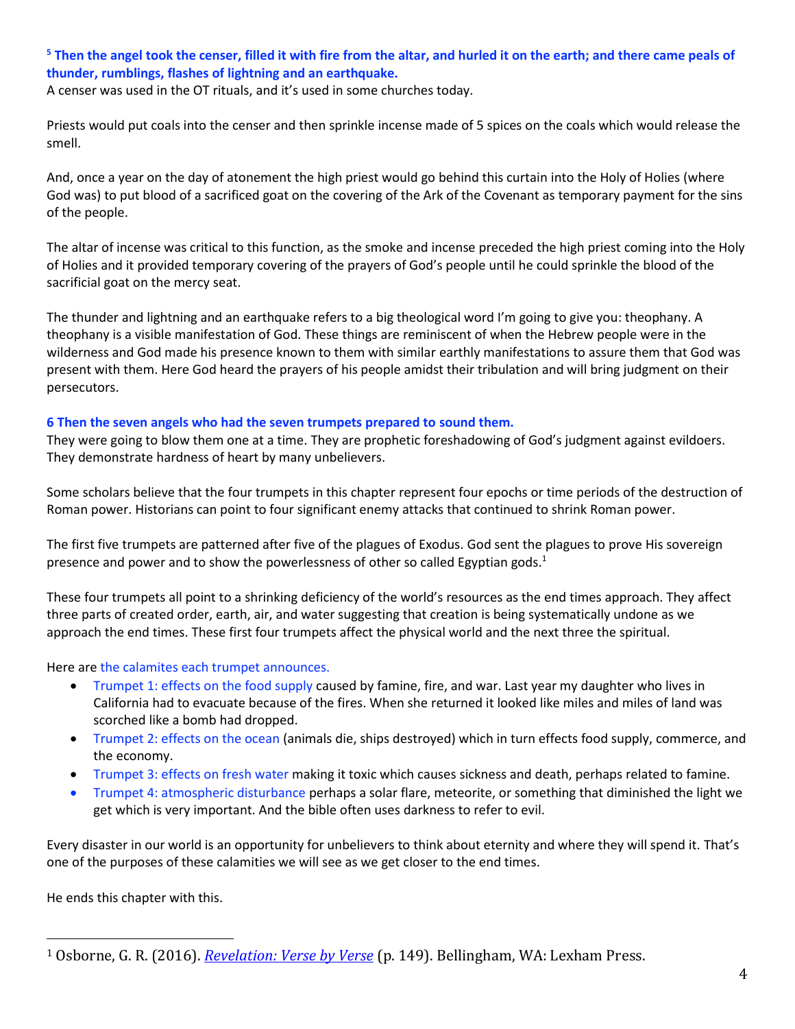**[5] Then the angel took the censer, filled it with fire from the altar, and hurled it on the earth; and there came peals of thunder, rumblings, flashes of lightning and an earthquake.**
A censer was used in the OT rituals, and it's used in some churches today.

Priests would put coals into the censer and then sprinkle incense made of 5 spices on the coals which would release the smell.

And, once a year on the day of atonement the high priest would go behind this curtain into the Holy of Holies (where God was) to put blood of a sacrificed goat on the covering of the Ark of the Covenant as temporary payment for the sins of the people.

The altar of incense was critical to this function, as the smoke and incense preceded the high priest coming into the Holy of Holies and it provided temporary covering of the prayers of God's people until he could sprinkle the blood of the sacrificial goat on the mercy seat.

The thunder and lightning and an earthquake refers to a big theological word I'm going to give you: theophany. A theophany is a visible manifestation of God. These things are reminiscent of when the Hebrew people were in the wilderness and God made his presence known to them with similar earthly manifestations to assure them that God was present with them. Here God heard the prayers of his people amidst their tribulation and will bring judgment on their persecutors.

**6 Then the seven angels who had the seven trumpets prepared to sound them.**
They were going to blow them one at a time. They are prophetic foreshadowing of God's judgment against evildoers. They demonstrate hardness of heart by many unbelievers.

Some scholars believe that the four trumpets in this chapter represent four epochs or time periods of the destruction of Roman power. Historians can point to four significant enemy attacks that continued to shrink Roman power.

The first five trumpets are patterned after five of the plagues of Exodus. God sent the plagues to prove His sovereign presence and power and to show the powerlessness of other so called Egyptian gods.[1]

These four trumpets all point to a shrinking deficiency of the world's resources as the end times approach. They affect three parts of created order, earth, air, and water suggesting that creation is being systematically undone as we approach the end times. These first four trumpets affect the physical world and the next three the spiritual.

Here are the calamites each trumpet announces.

- Trumpet 1: effects on the food supply caused by famine, fire, and war. Last year my daughter who lives in California had to evacuate because of the fires. When she returned it looked like miles and miles of land was scorched like a bomb had dropped.
- Trumpet 2: effects on the ocean (animals die, ships destroyed) which in turn effects food supply, commerce, and the economy.
- Trumpet 3: effects on fresh water making it toxic which causes sickness and death, perhaps related to famine.
- Trumpet 4: atmospheric disturbance perhaps a solar flare, meteorite, or something that diminished the light we get which is very important. And the bible often uses darkness to refer to evil.

Every disaster in our world is an opportunity for unbelievers to think about eternity and where they will spend it. That's one of the purposes of these calamities we will see as we get closer to the end times.

He ends this chapter with this.

---

[1] Osborne, G. R. (2016). *Revelation: Verse by Verse* (p. 149). Bellingham, WA: Lexham Press.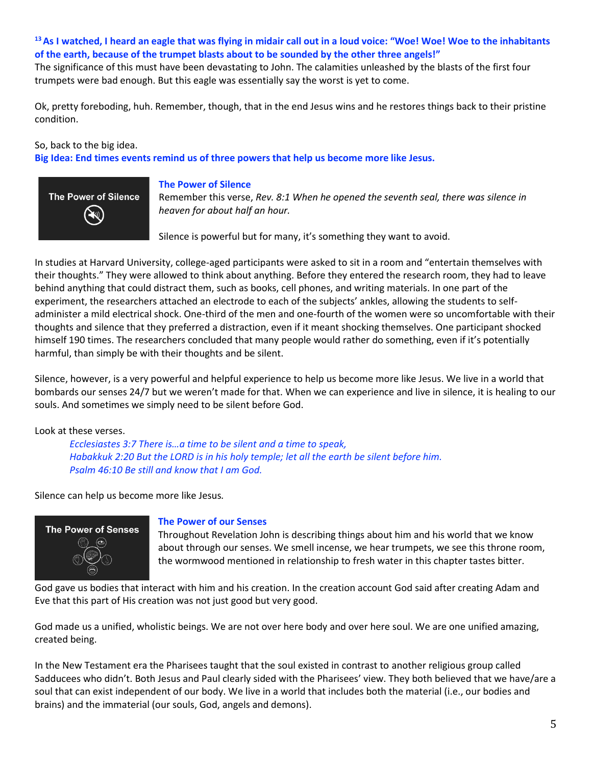**[13] As I watched, I heard an eagle that was flying in midair call out in a loud voice: "Woe! Woe! Woe to the inhabitants of the earth, because of the trumpet blasts about to be sounded by the other three angels!"**
The significance of this must have been devastating to John. The calamities unleashed by the blasts of the first four trumpets were bad enough. But this eagle was essentially say the worst is yet to come.

Ok, pretty foreboding, huh. Remember, though, that in the end Jesus wins and he restores things back to their pristine condition.

So, back to the big idea.
**Big Idea: End times events remind us of three powers that help us become more like Jesus.**

The Power of Silence

**The Power of Silence**
Remember this verse, *Rev. 8:1 When he opened the seventh seal, there was silence in heaven for about half an hour.*

Silence is powerful but for many, it's something they want to avoid.

In studies at Harvard University, college-aged participants were asked to sit in a room and "entertain themselves with their thoughts." They were allowed to think about anything. Before they entered the research room, they had to leave behind anything that could distract them, such as books, cell phones, and writing materials. In one part of the experiment, the researchers attached an electrode to each of the subjects' ankles, allowing the students to self-administer a mild electrical shock. One-third of the men and one-fourth of the women were so uncomfortable with their thoughts and silence that they preferred a distraction, even if it meant shocking themselves. One participant shocked himself 190 times. The researchers concluded that many people would rather do something, even if it's potentially harmful, than simply be with their thoughts and be silent.

Silence, however, is a very powerful and helpful experience to help us become more like Jesus. We live in a world that bombards our senses 24/7 but we weren't made for that. When we can experience and live in silence, it is healing to our souls. And sometimes we simply need to be silent before God.

Look at these verses.

> *Ecclesiastes 3:7 There is…a time to be silent and a time to speak,*
> *Habakkuk 2:20 But the LORD is in his holy temple; let all the earth be silent before him.*
> *Psalm 46:10 Be still and know that I am God.*

Silence can help us become more like Jesus.

The Power of Senses

**The Power of our Senses**
Throughout Revelation John is describing things about him and his world that we know about through our senses. We smell incense, we hear trumpets, we see this throne room, the wormwood mentioned in relationship to fresh water in this chapter tastes bitter.

God gave us bodies that interact with him and his creation. In the creation account God said after creating Adam and Eve that this part of His creation was not just good but very good.

God made us a unified, wholistic beings. We are not over here body and over here soul. We are one unified amazing, created being.

In the New Testament era the Pharisees taught that the soul existed in contrast to another religious group called Sadducees who didn't. Both Jesus and Paul clearly sided with the Pharisees' view. They both believed that we have/are a soul that can exist independent of our body. We live in a world that includes both the material (i.e., our bodies and brains) and the immaterial (our souls, God, angels and demons).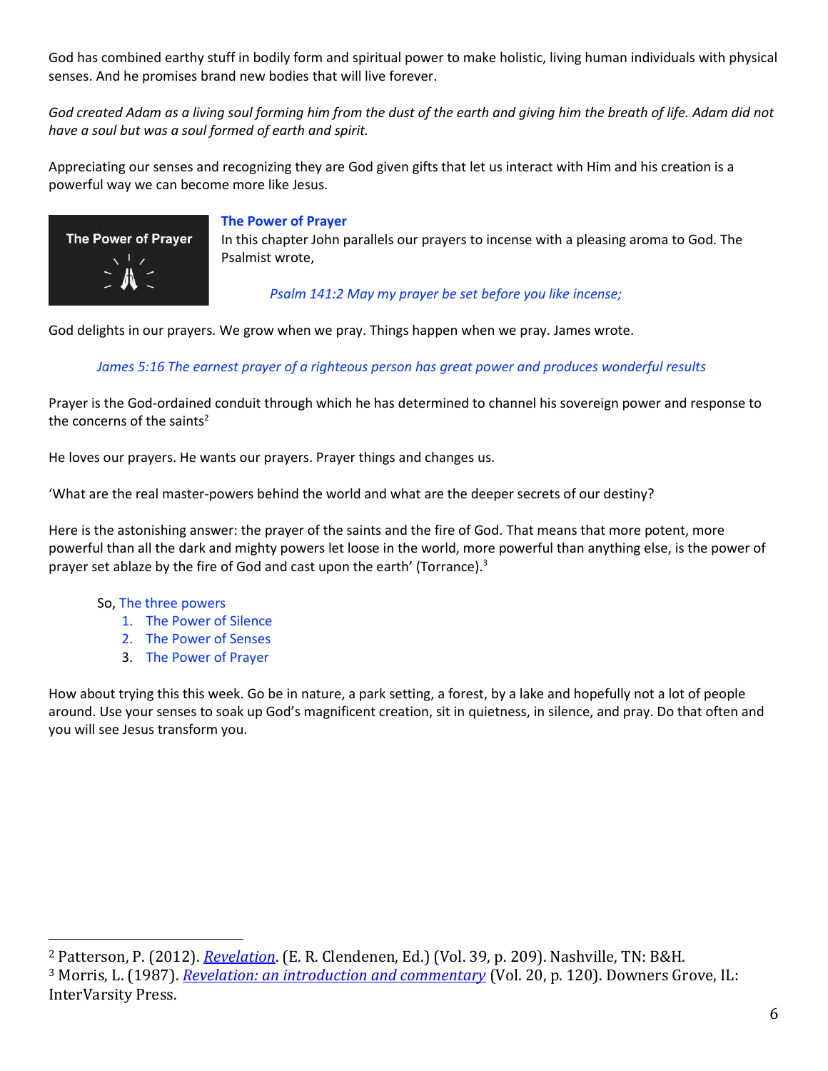God has combined earthy stuff in bodily form and spiritual power to make holistic, living human individuals with physical senses. And he promises brand new bodies that will live forever.

*God created Adam as a living soul forming him from the dust of the earth and giving him the breath of life. Adam did not have a soul but was a soul formed of earth and spirit.*

Appreciating our senses and recognizing they are God given gifts that let us interact with Him and his creation is a powerful way we can become more like Jesus.

### The Power of Prayer

In this chapter John parallels our prayers to incense with a pleasing aroma to God. The Psalmist wrote,

> *Psalm 141:2 May my prayer be set before you like incense;*

God delights in our prayers. We grow when we pray. Things happen when we pray. James wrote.

> *James 5:16 The earnest prayer of a righteous person has great power and produces wonderful results*

Prayer is the God-ordained conduit through which he has determined to channel his sovereign power and response to the concerns of the saints[2]

He loves our prayers. He wants our prayers. Prayer things and changes us.

'What are the real master-powers behind the world and what are the deeper secrets of our destiny?

Here is the astonishing answer: the prayer of the saints and the fire of God. That means that more potent, more powerful than all the dark and mighty powers let loose in the world, more powerful than anything else, is the power of prayer set ablaze by the fire of God and cast upon the earth' (Torrance).[3]

So, The three powers

1. The Power of Silence
2. The Power of Senses
3. The Power of Prayer

How about trying this this week. Go be in nature, a park setting, a forest, by a lake and hopefully not a lot of people around. Use your senses to soak up God's magnificent creation, sit in quietness, in silence, and pray. Do that often and you will see Jesus transform you.

---

[2] Patterson, P. (2012). *Revelation*. (E. R. Clendenen, Ed.) (Vol. 39, p. 209). Nashville, TN: B&H.

[3] Morris, L. (1987). *Revelation: an introduction and commentary* (Vol. 20, p. 120). Downers Grove, IL: InterVarsity Press.